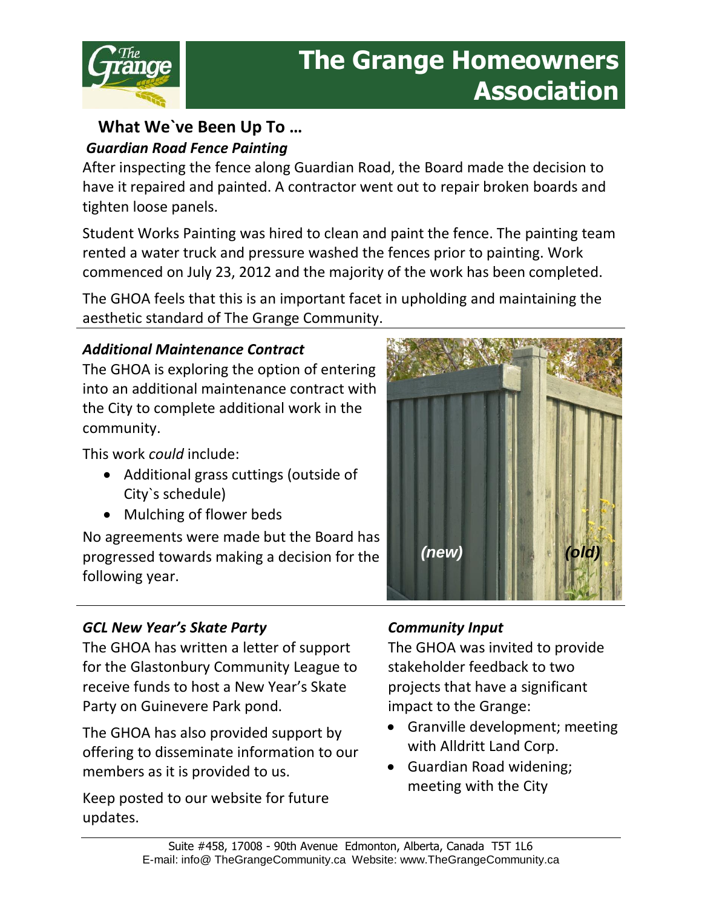# The Grange Homeowners Association

## What We`ve Been Up To …

### *Guardian Road Fence Painting*

After inspecting the fence along Guardian Road, the Board made the decision to have it repaired and painted. A contractor went out to repair broken boards and tighten loose panels.

Student Works Painting was hired to clean and paint the fence. The painting team rented a water truck and pressure washed the fences prior to painting. Work commenced on July 23, 2012 and the majority of the work has been completed.

The GHOA feels that this is an important facet in upholding and maintaining the aesthetic standard of The Grange Community.

### *Additional Maintenance Contract*

The GHOA is exploring the option of entering into an additional maintenance contract with the City to complete additional work in the community.

This work *could* include:

- Additional grass cuttings (outside of City`s schedule)
- Mulching of flower beds

No agreements were made but the Board has progressed towards making a decision for the following year.

***(new)*** ***(old)***

### *GCL New Year's Skate Party*

The GHOA has written a letter of support for the Glastonbury Community League to receive funds to host a New Year's Skate Party on Guinevere Park pond.

The GHOA has also provided support by offering to disseminate information to our members as it is provided to us.

Keep posted to our website for future updates.

### *Community Input*

The GHOA was invited to provide stakeholder feedback to two projects that have a significant impact to the Grange:

- Granville development; meeting with Alldritt Land Corp.
- Guardian Road widening; meeting with the City

Suite #458, 17008 - 90th Avenue Edmonton, Alberta, Canada T5T 1L6
E-mail: info@ TheGrangeCommunity.ca Website: www.TheGrangeCommunity.ca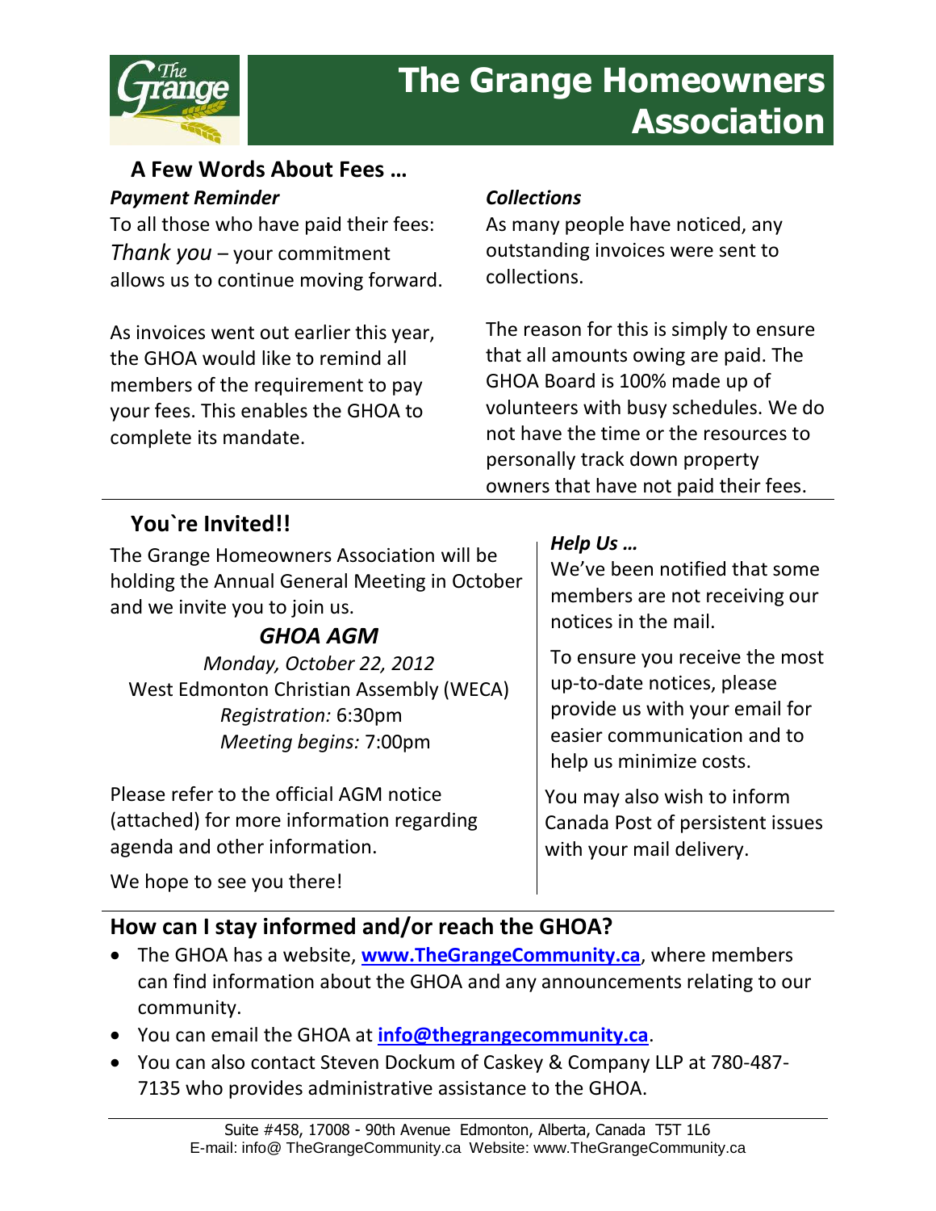# The Grange Homeowners Association

## A Few Words About Fees …

### *Payment Reminder*

To all those who have paid their fees: *Thank you* – your commitment allows us to continue moving forward.

As invoices went out earlier this year, the GHOA would like to remind all members of the requirement to pay your fees. This enables the GHOA to complete its mandate.

### *Collections*

As many people have noticed, any outstanding invoices were sent to collections.

The reason for this is simply to ensure that all amounts owing are paid. The GHOA Board is 100% made up of volunteers with busy schedules. We do not have the time or the resources to personally track down property owners that have not paid their fees.

## You`re Invited!!

The Grange Homeowners Association will be holding the Annual General Meeting in October and we invite you to join us.

### *GHOA AGM*

*Monday, October 22, 2012*
West Edmonton Christian Assembly (WECA)
*Registration:* 6:30pm
*Meeting begins:* 7:00pm

Please refer to the official AGM notice (attached) for more information regarding agenda and other information.

We hope to see you there!

### *Help Us …*

We've been notified that some members are not receiving our notices in the mail.

To ensure you receive the most up-to-date notices, please provide us with your email for easier communication and to help us minimize costs.

You may also wish to inform Canada Post of persistent issues with your mail delivery.

## How can I stay informed and/or reach the GHOA?

- The GHOA has a website, **www.TheGrangeCommunity.ca**, where members can find information about the GHOA and any announcements relating to our community.
- You can email the GHOA at **info@thegrangecommunity.ca**.
- You can also contact Steven Dockum of Caskey & Company LLP at 780-487-7135 who provides administrative assistance to the GHOA.

Suite #458, 17008 - 90th Avenue Edmonton, Alberta, Canada T5T 1L6
E-mail: info@ TheGrangeCommunity.ca Website: www.TheGrangeCommunity.ca